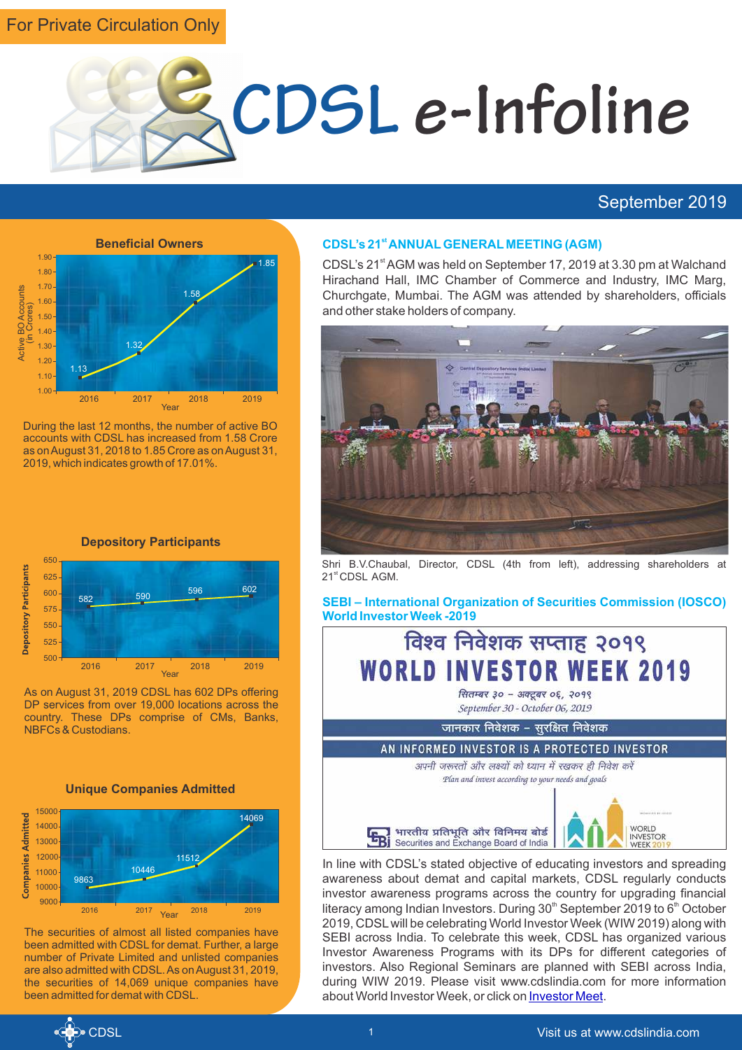For Private Circulation Only

# CDSL e-Infoline

September 2019

## Beneficial Owners

| Year | Active BO Accounts (in Crores) |
|---|---|
| 2016 | 1.13 |
| 2017 | 1.32 |
| 2018 | 1.58 |
| 2019 | 1.85 |

During the last 12 months, the number of active BO accounts with CDSL has increased from 1.58 Crore as on August 31, 2018 to 1.85 Crore as on August 31, 2019, which indicates growth of 17.01%.

## Depository Participants

| Year | Depository Participants |
|---|---|
| 2016 | 582 |
| 2017 | 590 |
| 2018 | 596 |
| 2019 | 602 |

As on August 31, 2019 CDSL has 602 DPs offering DP services from over 19,000 locations across the country. These DPs comprise of CMs, Banks, NBFCs & Custodians.

## Unique Companies Admitted

| Year | Companies Admitted |
|---|---|
| 2016 | 9863 |
| 2017 | 10446 |
| 2018 | 11512 |
| 2019 | 14069 |

The securities of almost all listed companies have been admitted with CDSL for demat. Further, a large number of Private Limited and unlisted companies are also admitted with CDSL. As on August 31, 2019, the securities of 14,069 unique companies have been admitted for demat with CDSL.

## CDSL's 21st ANNUAL GENERAL MEETING (AGM)

CDSL's 21st AGM was held on September 17, 2019 at 3.30 pm at Walchand Hirachand Hall, IMC Chamber of Commerce and Industry, IMC Marg, Churchgate, Mumbai. The AGM was attended by shareholders, officials and other stake holders of company.

Shri B.V.Chaubal, Director, CDSL (4th from left), addressing shareholders at 21st CDSL AGM.

## SEBI – International Organization of Securities Commission (IOSCO) World Investor Week -2019

विश्व निवेशक सप्ताह २०१९

WORLD INVESTOR WEEK 2019

सितम्बर ३० – अक्टूबर ०६, २०१९

September 30 - October 06, 2019

जानकार निवेशक – सुरक्षित निवेशक

AN INFORMED INVESTOR IS A PROTECTED INVESTOR

अपनी जरूरतों और लक्ष्यों को ध्यान में रखकर ही निवेश करें

Plan and invest according to your needs and goals

भारतीय प्रतिभूति और विनिमय बोर्ड
Securities and Exchange Board of India

WORLD INVESTOR WEEK 2019

In line with CDSL's stated objective of educating investors and spreading awareness about demat and capital markets, CDSL regularly conducts investor awareness programs across the country for upgrading financial literacy among Indian Investors. During 30th September 2019 to 6th October 2019, CDSL will be celebrating World Investor Week (WIW 2019) along with SEBI across India. To celebrate this week, CDSL has organized various Investor Awareness Programs with its DPs for different categories of investors. Also Regional Seminars are planned with SEBI across India, during WIW 2019. Please visit www.cdslindia.com for more information about World Investor Week, or click on Investor Meet.

Visit us at www.cdslindia.com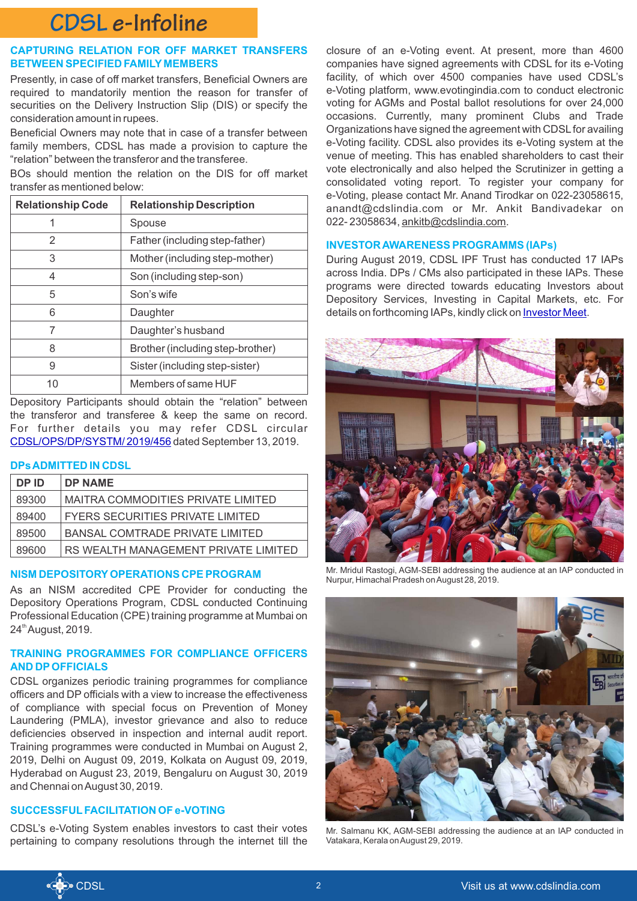# CDSL e-Infoline

## CAPTURING RELATION FOR OFF MARKET TRANSFERS BETWEEN SPECIFIED FAMILY MEMBERS

Presently, in case of off market transfers, Beneficial Owners are required to mandatorily mention the reason for transfer of securities on the Delivery Instruction Slip (DIS) or specify the consideration amount in rupees.

Beneficial Owners may note that in case of a transfer between family members, CDSL has made a provision to capture the "relation" between the transferor and the transferee.

BOs should mention the relation on the DIS for off market transfer as mentioned below:

| Relationship Code | Relationship Description |
|---|---|
| 1 | Spouse |
| 2 | Father (including step-father) |
| 3 | Mother (including step-mother) |
| 4 | Son (including step-son) |
| 5 | Son's wife |
| 6 | Daughter |
| 7 | Daughter's husband |
| 8 | Brother (including step-brother) |
| 9 | Sister (including step-sister) |
| 10 | Members of same HUF |

Depository Participants should obtain the "relation" between the transferor and transferee & keep the same on record. For further details you may refer CDSL circular CDSL/OPS/DP/SYSTM/2019/456 dated September 13, 2019.

## DPs ADMITTED IN CDSL

| DP ID | DP NAME |
|---|---|
| 89300 | MAITRA COMMODITIES PRIVATE LIMITED |
| 89400 | FYERS SECURITIES PRIVATE LIMITED |
| 89500 | BANSAL COMTRADE PRIVATE LIMITED |
| 89600 | RS WEALTH MANAGEMENT PRIVATE LIMITED |

## NISM DEPOSITORY OPERATIONS CPE PROGRAM

As an NISM accredited CPE Provider for conducting the Depository Operations Program, CDSL conducted Continuing Professional Education (CPE) training programme at Mumbai on 24th August, 2019.

## TRAINING PROGRAMMES FOR COMPLIANCE OFFICERS AND DP OFFICIALS

CDSL organizes periodic training programmes for compliance officers and DP officials with a view to increase the effectiveness of compliance with special focus on Prevention of Money Laundering (PMLA), investor grievance and also to reduce deficiencies observed in inspection and internal audit report. Training programmes were conducted in Mumbai on August 2, 2019, Delhi on August 09, 2019, Kolkata on August 09, 2019, Hyderabad on August 23, 2019, Bengaluru on August 30, 2019 and Chennai on August 30, 2019.

## SUCCESSFUL FACILITATION OF e-VOTING

CDSL's e-Voting System enables investors to cast their votes pertaining to company resolutions through the internet till the closure of an e-Voting event. At present, more than 4600 companies have signed agreements with CDSL for its e-Voting facility, of which over 4500 companies have used CDSL's e-Voting platform, www.evotingindia.com to conduct electronic voting for AGMs and Postal ballot resolutions for over 24,000 occasions. Currently, many prominent Clubs and Trade Organizations have signed the agreement with CDSL for availing e-Voting facility. CDSL also provides its e-Voting system at the venue of meeting. This has enabled shareholders to cast their vote electronically and also helped the Scrutinizer in getting a consolidated voting report. To register your company for e-Voting, please contact Mr. Anand Tirodkar on 022-23058615, anandt@cdslindia.com or Mr. Ankit Bandivadekar on 022- 23058634, ankitb@cdslindia.com.

## INVESTOR AWARENESS PROGRAMMS (IAPs)

During August 2019, CDSL IPF Trust has conducted 17 IAPs across India. DPs / CMs also participated in these IAPs. These programs were directed towards educating Investors about Depository Services, Investing in Capital Markets, etc. For details on forthcoming IAPs, kindly click on Investor Meet.

Mr. Mridul Rastogi, AGM-SEBI addressing the audience at an IAP conducted in Nurpur, Himachal Pradesh on August 28, 2019.

Mr. Salmanu KK, AGM-SEBI addressing the audience at an IAP conducted in Vatakara, Kerala on August 29, 2019.